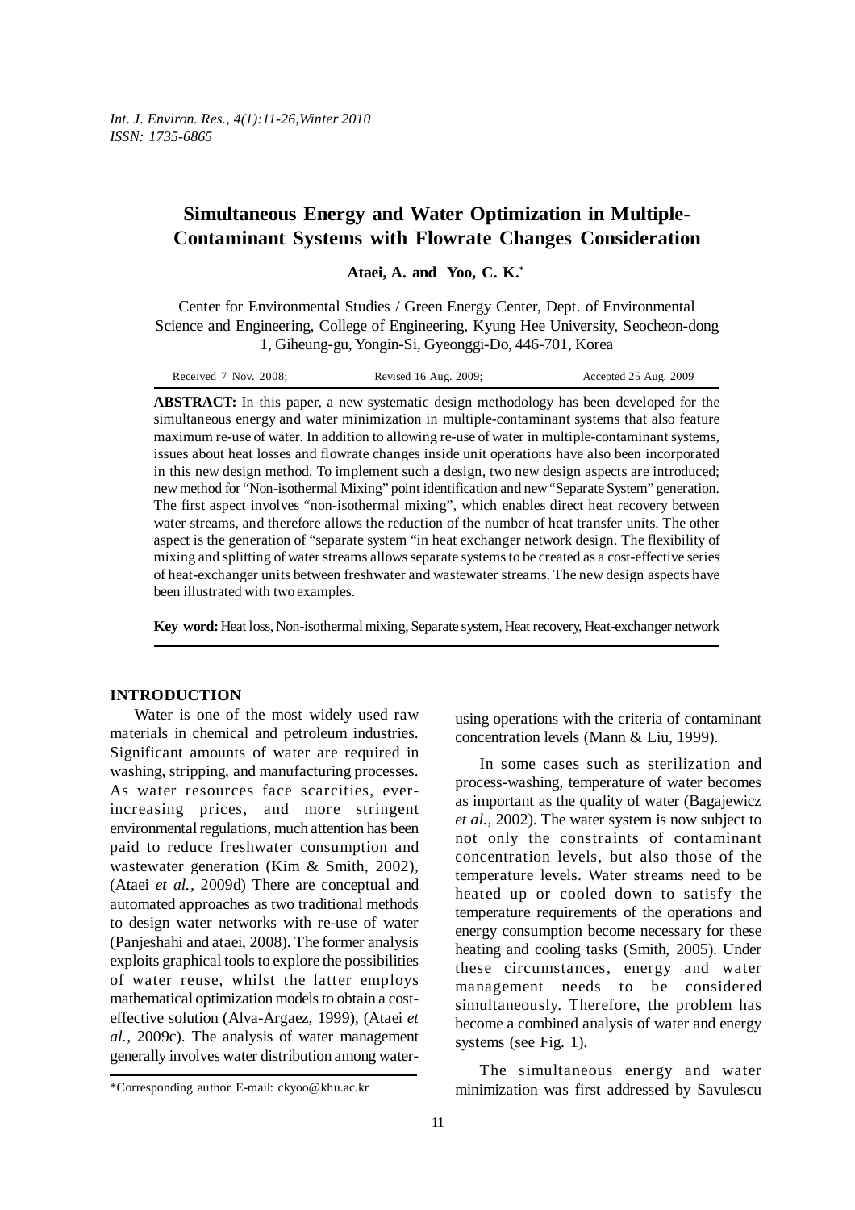# Simultaneous Energy and Water Optimization in Multiple-Contaminant Systems with Flowrate Changes Consideration

**Ataei, A. and Yoo, C. K.***

Center for Environmental Studies / Green Energy Center, Dept. of Environmental Science and Engineering, College of Engineering, Kyung Hee University, Seocheon-dong 1, Giheung-gu, Yongin-Si, Gyeonggi-Do, 446-701, Korea

Received 7 Nov. 2008; Revised 16 Aug. 2009; Accepted 25 Aug. 2009

**ABSTRACT:** In this paper, a new systematic design methodology has been developed for the simultaneous energy and water minimization in multiple-contaminant systems that also feature maximum re-use of water. In addition to allowing re-use of water in multiple-contaminant systems, issues about heat losses and flowrate changes inside unit operations have also been incorporated in this new design method. To implement such a design, two new design aspects are introduced; new method for "Non-isothermal Mixing" point identification and new "Separate System" generation. The first aspect involves "non-isothermal mixing", which enables direct heat recovery between water streams, and therefore allows the reduction of the number of heat transfer units. The other aspect is the generation of "separate system "in heat exchanger network design. The flexibility of mixing and splitting of water streams allows separate systems to be created as a cost-effective series of heat-exchanger units between freshwater and wastewater streams. The new design aspects have been illustrated with two examples.

**Key word:** Heat loss, Non-isothermal mixing, Separate system, Heat recovery, Heat-exchanger network

## INTRODUCTION

Water is one of the most widely used raw materials in chemical and petroleum industries. Significant amounts of water are required in washing, stripping, and manufacturing processes. As water resources face scarcities, ever-increasing prices, and more stringent environmental regulations, much attention has been paid to reduce freshwater consumption and wastewater generation (Kim & Smith, 2002), (Ataei *et al.*, 2009d) There are conceptual and automated approaches as two traditional methods to design water networks with re-use of water (Panjeshahi and ataei, 2008). The former analysis exploits graphical tools to explore the possibilities of water reuse, whilst the latter employs mathematical optimization models to obtain a cost-effective solution (Alva-Argaez, 1999), (Ataei *et al.*, 2009c). The analysis of water management generally involves water distribution among water-using operations with the criteria of contaminant concentration levels (Mann & Liu, 1999).

In some cases such as sterilization and process-washing, temperature of water becomes as important as the quality of water (Bagajewicz *et al.*, 2002). The water system is now subject to not only the constraints of contaminant concentration levels, but also those of the temperature levels. Water streams need to be heated up or cooled down to satisfy the temperature requirements of the operations and energy consumption become necessary for these heating and cooling tasks (Smith, 2005). Under these circumstances, energy and water management needs to be considered simultaneously. Therefore, the problem has become a combined analysis of water and energy systems (see Fig. 1).

The simultaneous energy and water minimization was first addressed by Savulescu

*Corresponding author E-mail: ckyoo@khu.ac.kr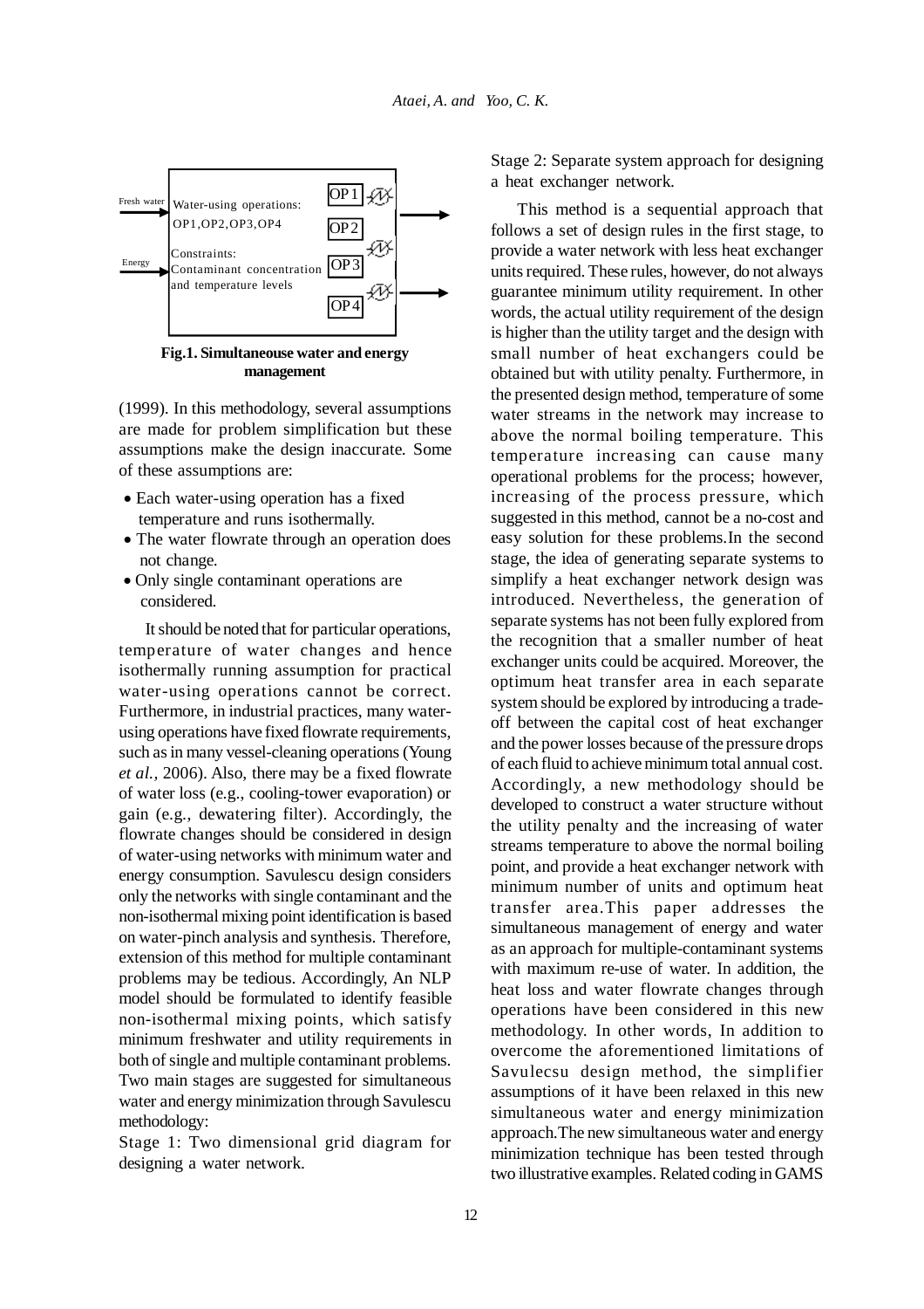Fresh water

Energy

Water-using operations: OP1,OP2,OP3,OP4

Constraints: Contaminant concentration and temperature levels

OP1

OP2

OP3

OP4

**Fig.1. Simultaneouse water and energy management**

(1999). In this methodology, several assumptions are made for problem simplification but these assumptions make the design inaccurate. Some of these assumptions are:

- Each water-using operation has a fixed temperature and runs isothermally.
- The water flowrate through an operation does not change.
- Only single contaminant operations are considered.

It should be noted that for particular operations, temperature of water changes and hence isothermally running assumption for practical water-using operations cannot be correct. Furthermore, in industrial practices, many water-using operations have fixed flowrate requirements, such as in many vessel-cleaning operations (Young *et al.*, 2006). Also, there may be a fixed flowrate of water loss (e.g., cooling-tower evaporation) or gain (e.g., dewatering filter). Accordingly, the flowrate changes should be considered in design of water-using networks with minimum water and energy consumption. Savulescu design considers only the networks with single contaminant and the non-isothermal mixing point identification is based on water-pinch analysis and synthesis. Therefore, extension of this method for multiple contaminant problems may be tedious. Accordingly, An NLP model should be formulated to identify feasible non-isothermal mixing points, which satisfy minimum freshwater and utility requirements in both of single and multiple contaminant problems. Two main stages are suggested for simultaneous water and energy minimization through Savulescu methodology:

Stage 1: Two dimensional grid diagram for designing a water network.

Stage 2: Separate system approach for designing a heat exchanger network.

This method is a sequential approach that follows a set of design rules in the first stage, to provide a water network with less heat exchanger units required. These rules, however, do not always guarantee minimum utility requirement. In other words, the actual utility requirement of the design is higher than the utility target and the design with small number of heat exchangers could be obtained but with utility penalty. Furthermore, in the presented design method, temperature of some water streams in the network may increase to above the normal boiling temperature. This temperature increasing can cause many operational problems for the process; however, increasing of the process pressure, which suggested in this method, cannot be a no-cost and easy solution for these problems.In the second stage, the idea of generating separate systems to simplify a heat exchanger network design was introduced. Nevertheless, the generation of separate systems has not been fully explored from the recognition that a smaller number of heat exchanger units could be acquired. Moreover, the optimum heat transfer area in each separate system should be explored by introducing a trade-off between the capital cost of heat exchanger and the power losses because of the pressure drops of each fluid to achieve minimum total annual cost. Accordingly, a new methodology should be developed to construct a water structure without the utility penalty and the increasing of water streams temperature to above the normal boiling point, and provide a heat exchanger network with minimum number of units and optimum heat transfer area.This paper addresses the simultaneous management of energy and water as an approach for multiple-contaminant systems with maximum re-use of water. In addition, the heat loss and water flowrate changes through operations have been considered in this new methodology. In other words, In addition to overcome the aforementioned limitations of Savulecsu design method, the simplifier assumptions of it have been relaxed in this new simultaneous water and energy minimization approach.The new simultaneous water and energy minimization technique has been tested through two illustrative examples. Related coding in GAMS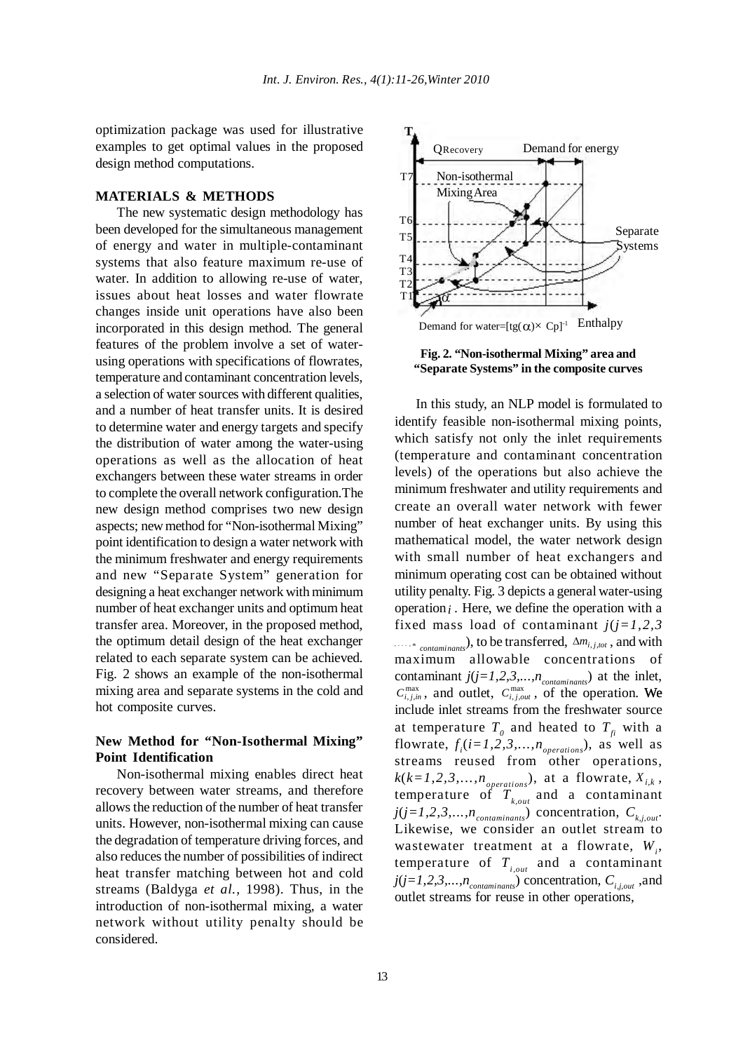optimization package was used for illustrative examples to get optimal values in the proposed design method computations.

## MATERIALS & METHODS

The new systematic design methodology has been developed for the simultaneous management of energy and water in multiple-contaminant systems that also feature maximum re-use of water. In addition to allowing re-use of water, issues about heat losses and water flowrate changes inside unit operations have also been incorporated in this design method. The general features of the problem involve a set of water-using operations with specifications of flowrates, temperature and contaminant concentration levels, a selection of water sources with different qualities, and a number of heat transfer units. It is desired to determine water and energy targets and specify the distribution of water among the water-using operations as well as the allocation of heat exchangers between these water streams in order to complete the overall network configuration.The new design method comprises two new design aspects; new method for "Non-isothermal Mixing" point identification to design a water network with the minimum freshwater and energy requirements and new "Separate System" generation for designing a heat exchanger network with minimum number of heat exchanger units and optimum heat transfer area. Moreover, in the proposed method, the optimum detail design of the heat exchanger related to each separate system can be achieved. Fig. 2 shows an example of the non-isothermal mixing area and separate systems in the cold and hot composite curves.

### New Method for "Non-Isothermal Mixing" Point Identification

Non-isothermal mixing enables direct heat recovery between water streams, and therefore allows the reduction of the number of heat transfer units. However, non-isothermal mixing can cause the degradation of temperature driving forces, and also reduces the number of possibilities of indirect heat transfer matching between hot and cold streams (Baldyga *et al.*, 1998). Thus, in the introduction of non-isothermal mixing, a water network without utility penalty should be considered.

**Fig. 2. "Non-isothermal Mixing" area and "Separate Systems" in the composite curves**

In this study, an NLP model is formulated to identify feasible non-isothermal mixing points, which satisfy not only the inlet requirements (temperature and contaminant concentration levels) of the operations but also achieve the minimum freshwater and utility requirements and create an overall water network with fewer number of heat exchanger units. By using this mathematical model, the water network design with small number of heat exchangers and minimum operating cost can be obtained without utility penalty. Fig. 3 depicts a general water-using operation $i$. Here, we define the operation with a fixed mass load of contaminant $j(j=1,2,3,...,n_{contaminants})$, to be transferred, $\Delta m_{i,j,tot}$, and with maximum allowable concentrations of contaminant $j(j=1,2,3,...,n_{contaminants})$ at the inlet, $C^{\max}_{i,j,in}$, and outlet, $C^{\max}_{i,j,out}$, of the operation. We include inlet streams from the freshwater source at temperature $T_0$ and heated to $T_{fi}$ with a flowrate, $f_i(i=1,2,3,...,n_{operations})$, as well as streams reused from other operations, $k(k=1,2,3,...,n_{operations})$, at a flowrate, $X_{i,k}$, temperature of $T_{k,out}$ and a contaminant $j(j=1,2,3,...,n_{contaminants})$ concentration, $C_{k,j,out}$. Likewise, we consider an outlet stream to wastewater treatment at a flowrate, $W_i$, temperature of $T_{i,out}$ and a contaminant $j(j=1,2,3,...,n_{contaminants})$ concentration, $C_{i,j,out}$ ,and outlet streams for reuse in other operations,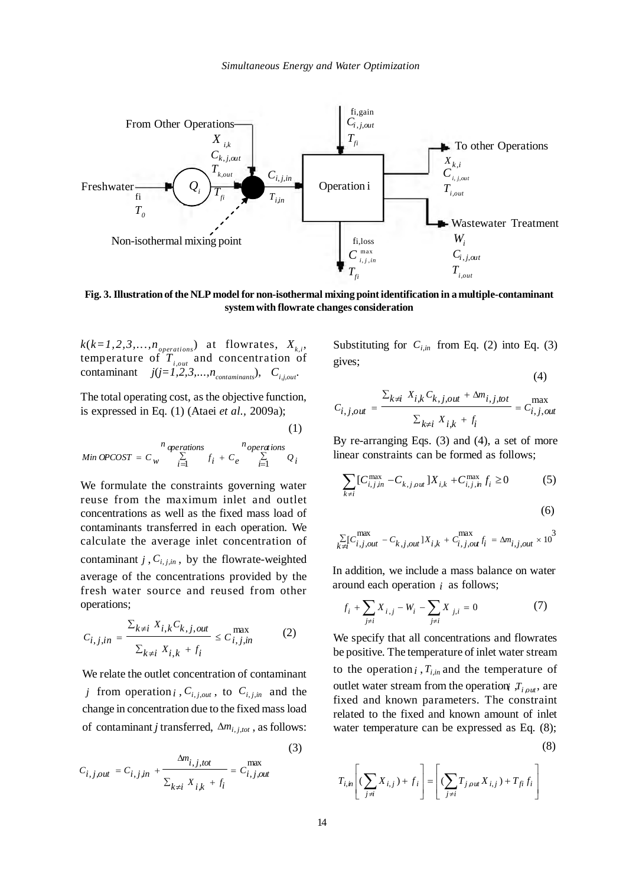**Fig. 3. Illustration of the NLP model for non-isothermal mixing point identification in a multiple-contaminant system with flowrate changes consideration**

$k(k=1,2,3,\ldots,n_{operations})$ at flowrates, $X_{k,i}$, temperature of $T_{i,out}$ and concentration of contaminant $j(j=1,2,3,\ldots,n_{contaminants})$, $C_{i,j,out}$.

The total operating cost, as the objective function, is expressed in Eq. (1) (Ataei *et al.*, 2009a);

$$Min\ OPCOST = C_w \sum_{i=1}^{n_{operations}} f_i + C_e \sum_{i=1}^{n_{operations}} Q_i \tag{1}$$

We formulate the constraints governing water reuse from the maximum inlet and outlet concentrations as well as the fixed mass load of contaminants transferred in each operation. We calculate the average inlet concentration of contaminant $j$, $C_{i,j,in}$, by the flowrate-weighted average of the concentrations provided by the fresh water source and reused from other operations;

$$C_{i,j,in} = \frac{\sum_{k \neq i} X_{i,k} C_{k,j,out}}{\sum_{k \neq i} X_{i,k} + f_i} \leq C_{i,j,in}^{\max} \tag{2}$$

We relate the outlet concentration of contaminant $j$ from operation $i$, $C_{i,j,out}$, to $C_{i,j,in}$ and the change in concentration due to the fixed mass load of contaminant $j$ transferred, $\Delta m_{i,j,tot}$, as follows:

$$C_{i,j,out} = C_{i,j,in} + \frac{\Delta m_{i,j,tot}}{\sum_{k \neq i} X_{i,k} + f_i} = C_{i,j,out}^{\max} \tag{3}$$

Substituting for $C_{i,in}$ from Eq. (2) into Eq. (3) gives;

$$C_{i,j,out} = \frac{\sum_{k \neq i} X_{i,k} C_{k,j,out} + \Delta m_{i,j,tot}}{\sum_{k \neq i} X_{i,k} + f_i} = C_{i,j,out}^{\max} \tag{4}$$

By re-arranging Eqs. (3) and (4), a set of more linear constraints can be formed as follows;

$$\sum_{k \neq i} [C_{i,j,in}^{\max} - C_{k,j,out}] X_{i,k} + C_{i,j,in}^{\max} f_i \geq 0 \tag{5}$$

$$\sum_{k \neq i} [C_{i,j,out}^{\max} - C_{k,j,out}] X_{i,k} + C_{i,j,out}^{\max} f_i = \Delta m_{i,j,out} \times 10^3 \tag{6}$$

In addition, we include a mass balance on water around each operation $i$ as follows;

$$f_i + \sum_{j \neq i} X_{i,j} - W_i - \sum_{j \neq i} X_{j,i} = 0 \tag{7}$$

We specify that all concentrations and flowrates be positive. The temperature of inlet water stream to the operation $i$, $T_{i,in}$ and the temperature of outlet water stream from the operation $i$, $T_{i,out}$, are fixed and known parameters. The constraint related to the fixed and known amount of inlet water temperature can be expressed as Eq. (8);

$$T_{i,in} \left[ \left( \sum_{j \neq i} X_{i,j} \right) + f_i \right] = \left[ \left( \sum_{j \neq i} T_{j,out} X_{i,j} \right) + T_{fi} f_i \right] \tag{8}$$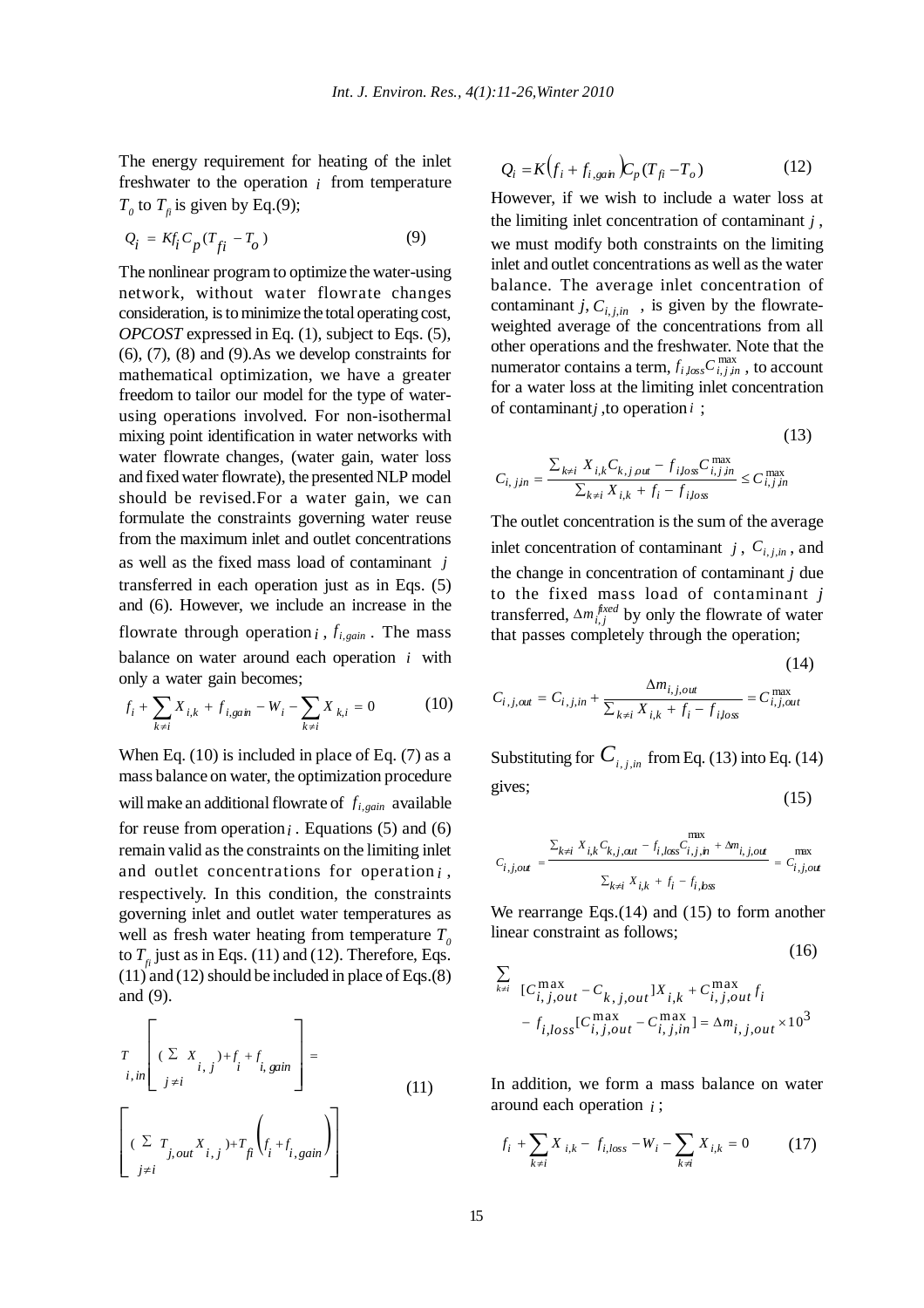The energy requirement for heating of the inlet freshwater to the operation $i$ from temperature $T_0$ to $T_{fi}$ is given by Eq.(9);

$$Q_i = Kf_i C_p (T_{fi} - T_o) \tag{9}$$

The nonlinear program to optimize the water-using network, without water flowrate changes consideration, is to minimize the total operating cost, *OPCOST* expressed in Eq. (1), subject to Eqs. (5), (6), (7), (8) and (9).As we develop constraints for mathematical optimization, we have a greater freedom to tailor our model for the type of water-using operations involved. For non-isothermal mixing point identification in water networks with water flowrate changes, (water gain, water loss and fixed water flowrate), the presented NLP model should be revised.For a water gain, we can formulate the constraints governing water reuse from the maximum inlet and outlet concentrations as well as the fixed mass load of contaminant $j$ transferred in each operation just as in Eqs. (5) and (6). However, we include an increase in the flowrate through operation $i$, $f_{i,gain}$. The mass balance on water around each operation $i$ with only a water gain becomes;

$$f_i + \sum_{k \neq i} X_{i,k} + f_{i,gain} - W_i - \sum_{k \neq i} X_{k,i} = 0 \tag{10}$$

When Eq. (10) is included in place of Eq. (7) as a mass balance on water, the optimization procedure will make an additional flowrate of $f_{i,gain}$ available for reuse from operation $i$. Equations (5) and (6) remain valid as the constraints on the limiting inlet and outlet concentrations for operation $i$, respectively. In this condition, the constraints governing inlet and outlet water temperatures as well as fresh water heating from temperature $T_0$ to $T_{fi}$ just as in Eqs. (11) and (12). Therefore, Eqs. (11) and (12) should be included in place of Eqs.(8) and (9).

$$T_{i,in}\left[\left(\sum_{j \neq i} X_{i,j}\right) + f_i + f_{i,gain}\right] = \left[\left(\sum_{j \neq i} T_{j,out} X_{i,j}\right) + T_{fi}\left(f_i + f_{i,gain}\right)\right] \tag{11}$$

$$Q_i = K\left(f_i + f_{i,gain}\right)C_p (T_{fi} - T_o) \tag{12}$$

However, if we wish to include a water loss at the limiting inlet concentration of contaminant $j$, we must modify both constraints on the limiting inlet and outlet concentrations as well as the water balance. The average inlet concentration of contaminant $j$, $C_{i,j,in}$, is given by the flowrate-weighted average of the concentrations from all other operations and the freshwater. Note that the numerator contains a term, $f_{i,loss} C_{i,j,in}^{\max}$, to account for a water loss at the limiting inlet concentration of contaminant $j$, to operation $i$;

$$C_{i,j,in} = \frac{\sum_{k \neq i} X_{i,k} C_{k,j,out} - f_{i,loss} C_{i,j,in}^{\max}}{\sum_{k \neq i} X_{i,k} + f_i - f_{i,loss}} \leq C_{i,j,in}^{\max} \tag{13}$$

The outlet concentration is the sum of the average inlet concentration of contaminant $j$, $C_{i,j,in}$, and the change in concentration of contaminant $j$ due to the fixed mass load of contaminant $j$ transferred, $\Delta m_{i,j}^{fixed}$ by only the flowrate of water that passes completely through the operation;

$$C_{i,j,out} = C_{i,j,in} + \frac{\Delta m_{i,j,out}}{\sum_{k \neq i} X_{i,k} + f_i - f_{i,loss}} = C_{i,j,out}^{\max} \tag{14}$$

Substituting for $C_{i,j,in}$ from Eq. (13) into Eq. (14) gives;

$$C_{i,j,out} = \frac{\sum_{k \neq i} X_{i,k} C_{k,j,out} - f_{i,loss} C_{i,j,in}^{\max} + \Delta m_{i,j,out}}{\sum_{k \neq i} X_{i,k} + f_i - f_{i,loss}} = C_{i,j,out}^{\max} \tag{15}$$

We rearrange Eqs.(14) and (15) to form another linear constraint as follows;

$$\sum_{k \neq i} [C_{i,j,out}^{\max} - C_{k,j,out}] X_{i,k} + C_{i,j,out}^{\max} f_i - f_{i,loss}[C_{i,j,out}^{\max} - C_{i,j,in}^{\max}] = \Delta m_{i,j,out} \times 10^3 \tag{16}$$

In addition, we form a mass balance on water around each operation $i$;

$$f_i + \sum_{k \neq i} X_{i,k} - f_{i,loss} - W_i - \sum_{k \neq i} X_{i,k} = 0 \tag{17}$$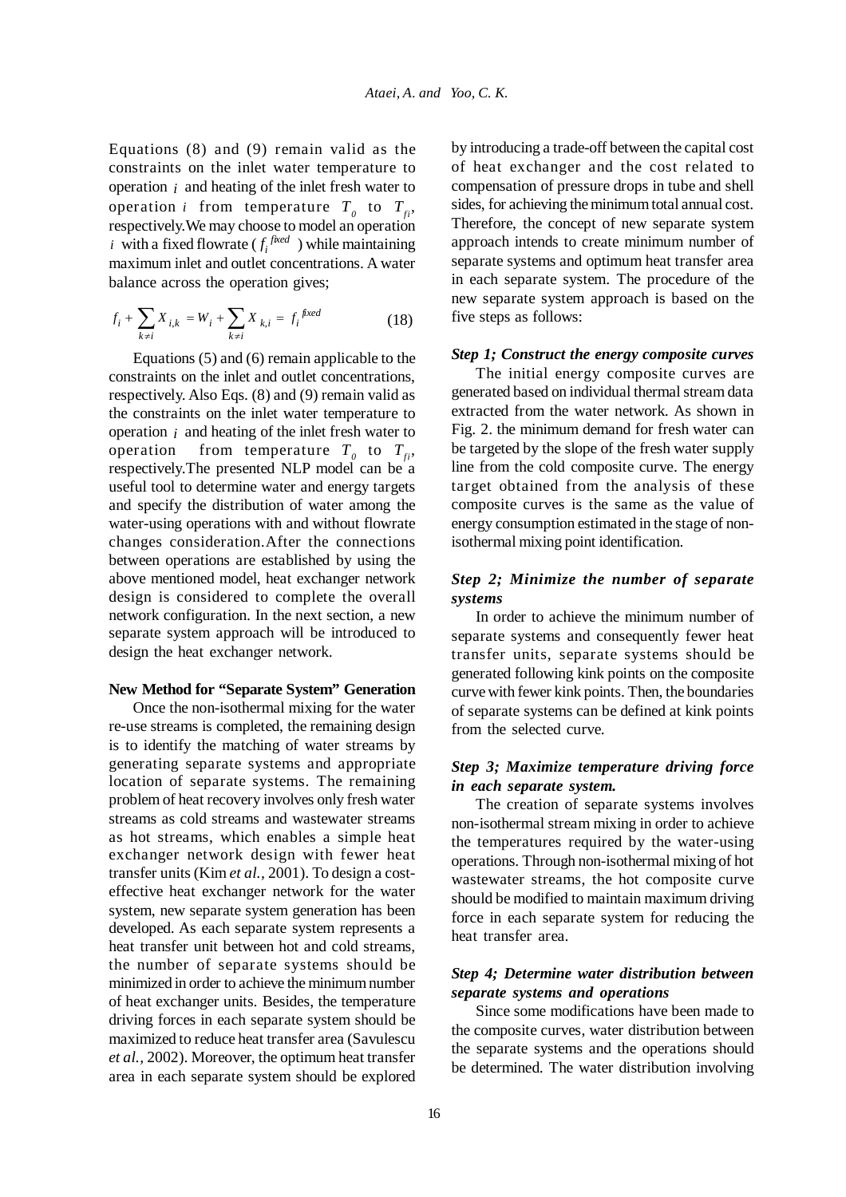Equations (8) and (9) remain valid as the constraints on the inlet water temperature to operation $i$ and heating of the inlet fresh water to operation $i$ from temperature $T_0$ to $T_{fi}$, respectively.We may choose to model an operation $i$ with a fixed flowrate ( $f_i^{fixed}$ ) while maintaining maximum inlet and outlet concentrations. A water balance across the operation gives;

$$f_i + \sum_{k \neq i} X_{i,k} = W_i + \sum_{k \neq i} X_{k,i} = f_i^{fixed} \tag{18}$$

Equations (5) and (6) remain applicable to the constraints on the inlet and outlet concentrations, respectively. Also Eqs. (8) and (9) remain valid as the constraints on the inlet water temperature to operation $i$ and heating of the inlet fresh water to operation from temperature $T_0$ to $T_{fi}$, respectively.The presented NLP model can be a useful tool to determine water and energy targets and specify the distribution of water among the water-using operations with and without flowrate changes consideration.After the connections between operations are established by using the above mentioned model, heat exchanger network design is considered to complete the overall network configuration. In the next section, a new separate system approach will be introduced to design the heat exchanger network.

**New Method for "Separate System" Generation**

Once the non-isothermal mixing for the water re-use streams is completed, the remaining design is to identify the matching of water streams by generating separate systems and appropriate location of separate systems. The remaining problem of heat recovery involves only fresh water streams as cold streams and wastewater streams as hot streams, which enables a simple heat exchanger network design with fewer heat transfer units (Kim *et al.,* 2001). To design a cost-effective heat exchanger network for the water system, new separate system generation has been developed. As each separate system represents a heat transfer unit between hot and cold streams, the number of separate systems should be minimized in order to achieve the minimum number of heat exchanger units. Besides, the temperature driving forces in each separate system should be maximized to reduce heat transfer area (Savulescu *et al.,* 2002). Moreover, the optimum heat transfer area in each separate system should be explored by introducing a trade-off between the capital cost of heat exchanger and the cost related to compensation of pressure drops in tube and shell sides, for achieving the minimum total annual cost. Therefore, the concept of new separate system approach intends to create minimum number of separate systems and optimum heat transfer area in each separate system. The procedure of the new separate system approach is based on the five steps as follows:

***Step 1; Construct the energy composite curves***

The initial energy composite curves are generated based on individual thermal stream data extracted from the water network. As shown in Fig. 2. the minimum demand for fresh water can be targeted by the slope of the fresh water supply line from the cold composite curve. The energy target obtained from the analysis of these composite curves is the same as the value of energy consumption estimated in the stage of non-isothermal mixing point identification.

***Step 2; Minimize the number of separate systems***

In order to achieve the minimum number of separate systems and consequently fewer heat transfer units, separate systems should be generated following kink points on the composite curve with fewer kink points. Then, the boundaries of separate systems can be defined at kink points from the selected curve.

***Step 3; Maximize temperature driving force in each separate system.***

The creation of separate systems involves non-isothermal stream mixing in order to achieve the temperatures required by the water-using operations. Through non-isothermal mixing of hot wastewater streams, the hot composite curve should be modified to maintain maximum driving force in each separate system for reducing the heat transfer area.

***Step 4; Determine water distribution between separate systems and operations***

Since some modifications have been made to the composite curves, water distribution between the separate systems and the operations should be determined. The water distribution involving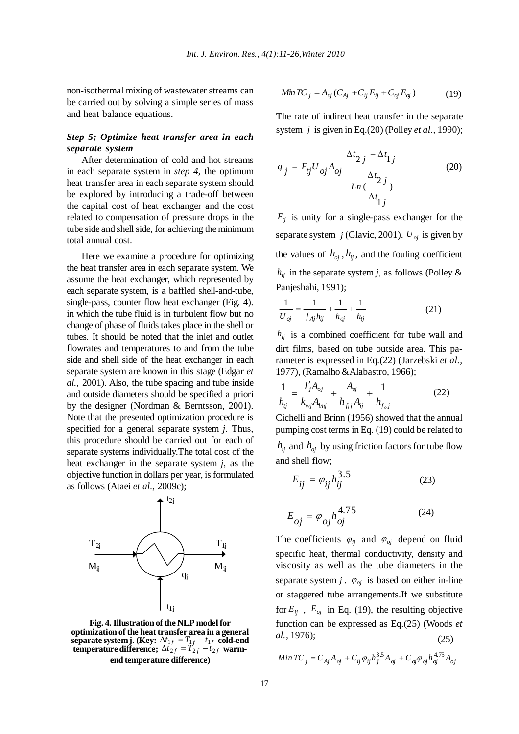non-isothermal mixing of wastewater streams can be carried out by solving a simple series of mass and heat balance equations.

### *Step 5; Optimize heat transfer area in each separate system*

After determination of cold and hot streams in each separate system in *step 4*, the optimum heat transfer area in each separate system should be explored by introducing a trade-off between the capital cost of heat exchanger and the cost related to compensation of pressure drops in the tube side and shell side, for achieving the minimum total annual cost.

Here we examine a procedure for optimizing the heat transfer area in each separate system. We assume the heat exchanger, which represented by each separate system, is a baffled shell-and-tube, single-pass, counter flow heat exchanger (Fig. 4). in which the tube fluid is in turbulent flow but no change of phase of fluids takes place in the shell or tubes. It should be noted that the inlet and outlet flowrates and temperatures to and from the tube side and shell side of the heat exchanger in each separate system are known in this stage (Edgar *et al.,* 2001). Also, the tube spacing and tube inside and outside diameters should be specified a priori by the designer (Nordman & Berntsson, 2001). Note that the presented optimization procedure is specified for a general separate system *j*. Thus, this procedure should be carried out for each of separate systems individually.The total cost of the heat exchanger in the separate system *j*, as the objective function in dollars per year, is formulated as follows (Ataei *et al.,* 2009c);

**Fig. 4. Illustration of the NLP model for optimization of the heat transfer area in a general separate system j. (Key: $\Delta t_{1f} = T_{1f} - t_{1f}$ cold-end temperature difference; $\Delta t_{2f} = T_{2f} - t_{2f}$ warm-end temperature difference)**

$$Min\, TC_j = A_{oj}(C_{Aj} + C_{ij}E_{ij} + C_{oj}E_{oj}) \quad (19)$$

The rate of indirect heat transfer in the separate system $j$ is given in Eq.(20) (Polley *et al.,* 1990);

$$q_j = F_{tj}U_{oj}A_{oj}\frac{\Delta t_{2j} - \Delta t_{1j}}{Ln(\frac{\Delta t_{2j}}{\Delta t_{1j}})} \quad (20)$$

$F_{tj}$ is unity for a single-pass exchanger for the separate system $j$ (Glavic, 2001). $U_{oj}$ is given by the values of $h_{oj}, h_{ij}$, and the fouling coefficient $h_{tj}$ in the separate system *j*, as follows (Polley & Panjeshahi, 1991);

$$\frac{1}{U_{oj}} = \frac{1}{f_{Aj}h_{ij}} + \frac{1}{h_{oj}} + \frac{1}{h_{tj}} \quad (21)$$

$h_{tj}$ is a combined coefficient for tube wall and dirt films, based on tube outside area. This parameter is expressed in Eq.(22) (Jarzebski *et al.,* 1977), (Ramalho &Alabastro, 1966);

$$\frac{1}{h_{tj}} = \frac{l'_j A_{oj}}{k_{wj}A_{lmj}} + \frac{A_{oj}}{h_{f_ij}A_{ij}} + \frac{1}{h_{f_oj}} \quad (22)$$

Cichelli and Brinn (1956) showed that the annual pumping cost terms in Eq. (19) could be related to $h_{ij}$ and $h_{oj}$ by using friction factors for tube flow and shell flow;

$$E_{ij} = \varphi_{ij}h_{ij}^{3.5} \quad (23)$$

$$E_{oj} = \varphi_{oj}h_{oj}^{4.75} \quad (24)$$

The coefficients $\varphi_{ij}$ and $\varphi_{oj}$ depend on fluid specific heat, thermal conductivity, density and viscosity as well as the tube diameters in the separate system $j$. $\varphi_{oj}$ is based on either in-line or staggered tube arrangements.If we substitute for $E_{ij}$, $E_{oj}$ in Eq. (19), the resulting objective function can be expressed as Eq.(25) (Woods *et al.,* 1976);

$$Min\, TC_j = C_{Aj}A_{oj} + C_{ij}\varphi_{ij}h_{ij}^{3.5}A_{oj} + C_{oj}\varphi_{oj}h_{oj}^{4.75}A_{oj} \quad (25)$$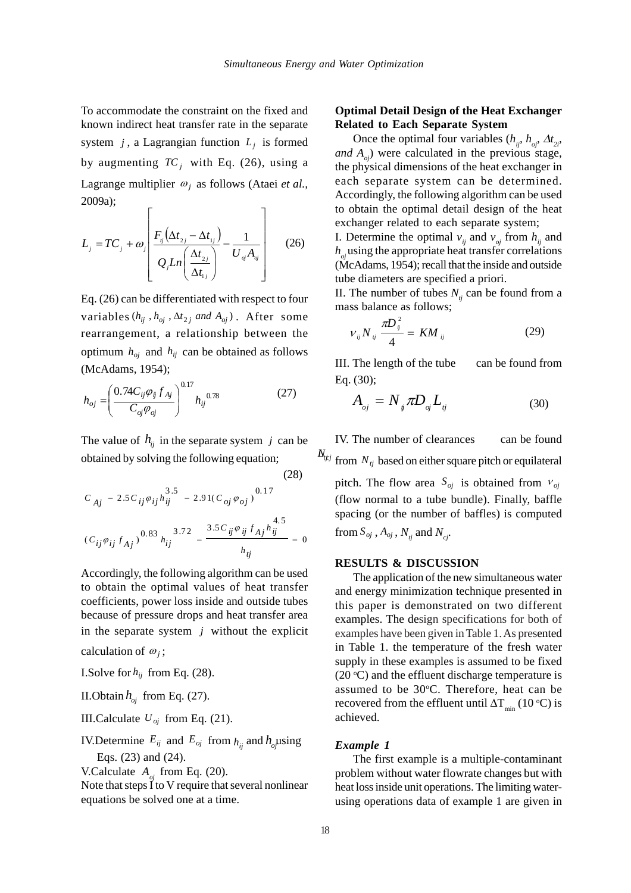To accommodate the constraint on the fixed and known indirect heat transfer rate in the separate system $j$, a Lagrangian function $L_j$ is formed by augmenting $TC_j$ with Eq. (26), using a Lagrange multiplier $\omega_j$ as follows (Ataei *et al.*, 2009a);

$$L_j = TC_j + \omega_j \left[ \frac{F_{tj}\left(\Delta t_{2j} - \Delta t_{1j}\right)}{Q_j Ln\left(\frac{\Delta t_{2j}}{\Delta t_{1j}}\right)} - \frac{1}{U_{oj} A_{oj}} \right] \quad (26)$$

Eq. (26) can be differentiated with respect to four variables $(h_{ij}, h_{oj}, \Delta t_{2j}$ *and* $A_{oj})$. After some rearrangement, a relationship between the optimum $h_{oj}$ and $h_{ij}$ can be obtained as follows (McAdams, 1954);

$$h_{oj} = \left( \frac{0.74 C_{ij} \varphi_{ij} f_{Aj}}{C_{oj} \varphi_{oj}} \right)^{0.17} h_{ij}^{\ 0.78} \quad (27)$$

The value of $h_{ij}$ in the separate system $j$ can be obtained by solving the following equation;

$$C_{Aj} - 2.5 C_{ij} \varphi_{ij} h_{ij}^{3.5} - 2.91 (C_{oj} \varphi_{oj})^{0.17} (C_{ij} \varphi_{ij} f_{Aj})^{0.83} h_{ij}^{3.72} - \frac{3.5 C_{ij} \varphi_{ij} f_{Aj} h_{ij}^{4.5}}{h_{tj}} = 0 \quad (28)$$

Accordingly, the following algorithm can be used to obtain the optimal values of heat transfer coefficients, power loss inside and outside tubes because of pressure drops and heat transfer area in the separate system $j$ without the explicit calculation of $\omega_j$;

I. Solve for $h_{ij}$ from Eq. (28).

II. Obtain $h_{oj}$ from Eq. (27).

III. Calculate $U_{oj}$ from Eq. (21).

IV. Determine $E_{ij}$ and $E_{oj}$ from $h_{ij}$ and $h_{oj}$ using Eqs. (23) and (24).

V. Calculate $A_{oj}$ from Eq. (20).

Note that steps I to V require that several nonlinear equations be solved one at a time.

## Optimal Detail Design of the Heat Exchanger Related to Each Separate System

Once the optimal four variables ($h_{ij}$, $h_{oj}$, $\Delta t_{2i}$, *and* $A_{oj}$) were calculated in the previous stage, the physical dimensions of the heat exchanger in each separate system can be determined. Accordingly, the following algorithm can be used to obtain the optimal detail design of the heat exchanger related to each separate system;

I. Determine the optimal $v_{ij}$ and $v_{oj}$ from $h_{ij}$ and $h_{oj}$ using the appropriate heat transfer correlations (McAdams, 1954); recall that the inside and outside tube diameters are specified a priori.

II. The number of tubes $N_{tj}$ can be found from a mass balance as follows;

$$v_{ij} N_{tj} \frac{\pi D_{ij}^2}{4} = KM_{ij} \quad (29)$$

III. The length of the tube can be found from Eq. (30);

$$A_{oj} = N_{tj} \pi D_{oj} L_{tj} \quad (30)$$

IV. The number of clearances $N_{cj}$ can be found from $N_{tj}$ based on either square pitch or equilateral pitch. The flow area $S_{oj}$ is obtained from $v_{oj}$ (flow normal to a tube bundle). Finally, baffle spacing (or the number of baffles) is computed from $S_{oj}$, $A_{oj}$, $N_{tj}$ and $N_{cj}$.

## RESULTS & DISCUSSION

The application of the new simultaneous water and energy minimization technique presented in this paper is demonstrated on two different examples. The design specifications for both of examples have been given in Table 1. As presented in Table 1. the temperature of the fresh water supply in these examples is assumed to be fixed (20 °C) and the effluent discharge temperature is assumed to be 30°C. Therefore, heat can be recovered from the effluent until $\Delta T_{min}$ (10 °C) is achieved.

### *Example 1*

The first example is a multiple-contaminant problem without water flowrate changes but with heat loss inside unit operations. The limiting water-using operations data of example 1 are given in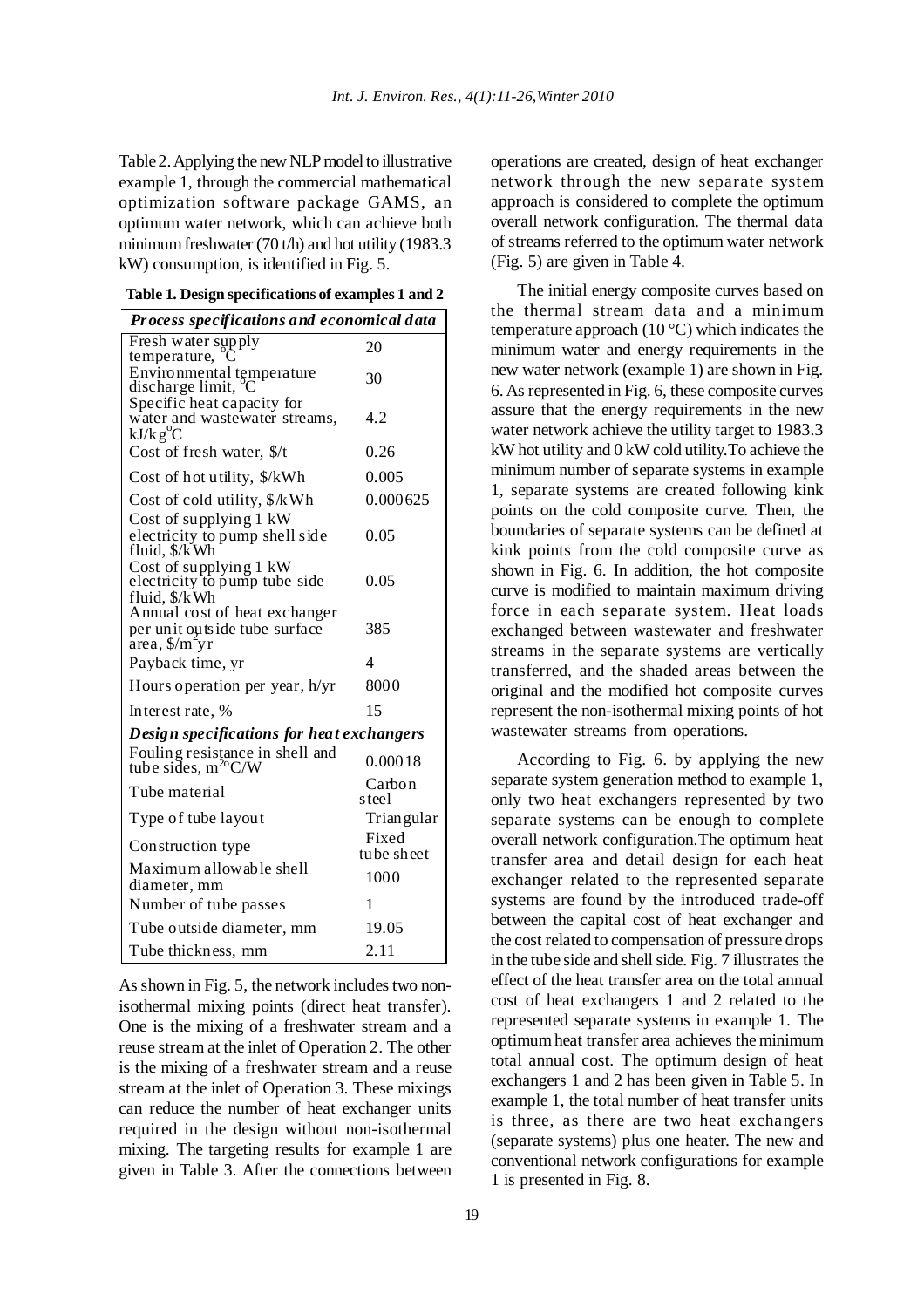Table 2. Applying the new NLP model to illustrative example 1, through the commercial mathematical optimization software package GAMS, an optimum water network, which can achieve both minimum freshwater (70 t/h) and hot utility (1983.3 kW) consumption, is identified in Fig. 5.

**Table 1. Design specifications of examples 1 and 2**

| *Process specifications and economical data* | |
|---|---|
| Fresh water supply temperature, °C | 20 |
| Environmental temperature discharge limit, °C | 30 |
| Specific heat capacity for water and wastewater streams, kJ/kg°C | 4.2 |
| Cost of fresh water, \$/t | 0.26 |
| Cost of hot utility, \$/kWh | 0.005 |
| Cost of cold utility, \$/kWh | 0.000625 |
| Cost of supplying 1 kW electricity to pump shell side fluid, \$/kWh | 0.05 |
| Cost of supplying 1 kW electricity to pump tube side fluid, \$/kWh | 0.05 |
| Annual cost of heat exchanger per unit outside tube surface area, \$/m²yr | 385 |
| Payback time, yr | 4 |
| Hours operation per year, h/yr | 8000 |
| Interest rate, % | 15 |
| ***Design specifications for heat exchangers*** | |
| Fouling resistance in shell and tube sides, m²°C/W | 0.00018 |
| Tube material | Carbon steel |
| Type of tube layout | Triangular |
| Construction type | Fixed tube sheet |
| Maximum allowable shell diameter, mm | 1000 |
| Number of tube passes | 1 |
| Tube outside diameter, mm | 19.05 |
| Tube thickness, mm | 2.11 |

As shown in Fig. 5, the network includes two non-isothermal mixing points (direct heat transfer). One is the mixing of a freshwater stream and a reuse stream at the inlet of Operation 2. The other is the mixing of a freshwater stream and a reuse stream at the inlet of Operation 3. These mixings can reduce the number of heat exchanger units required in the design without non-isothermal mixing. The targeting results for example 1 are given in Table 3. After the connections between operations are created, design of heat exchanger network through the new separate system approach is considered to complete the optimum overall network configuration. The thermal data of streams referred to the optimum water network (Fig. 5) are given in Table 4.

The initial energy composite curves based on the thermal stream data and a minimum temperature approach (10 °C) which indicates the minimum water and energy requirements in the new water network (example 1) are shown in Fig. 6. As represented in Fig. 6, these composite curves assure that the energy requirements in the new water network achieve the utility target to 1983.3 kW hot utility and 0 kW cold utility.To achieve the minimum number of separate systems in example 1, separate systems are created following kink points on the cold composite curve. Then, the boundaries of separate systems can be defined at kink points from the cold composite curve as shown in Fig. 6. In addition, the hot composite curve is modified to maintain maximum driving force in each separate system. Heat loads exchanged between wastewater and freshwater streams in the separate systems are vertically transferred, and the shaded areas between the original and the modified hot composite curves represent the non-isothermal mixing points of hot wastewater streams from operations.

According to Fig. 6. by applying the new separate system generation method to example 1, only two heat exchangers represented by two separate systems can be enough to complete overall network configuration.The optimum heat transfer area and detail design for each heat exchanger related to the represented separate systems are found by the introduced trade-off between the capital cost of heat exchanger and the cost related to compensation of pressure drops in the tube side and shell side. Fig. 7 illustrates the effect of the heat transfer area on the total annual cost of heat exchangers 1 and 2 related to the represented separate systems in example 1. The optimum heat transfer area achieves the minimum total annual cost. The optimum design of heat exchangers 1 and 2 has been given in Table 5. In example 1, the total number of heat transfer units is three, as there are two heat exchangers (separate systems) plus one heater. The new and conventional network configurations for example 1 is presented in Fig. 8.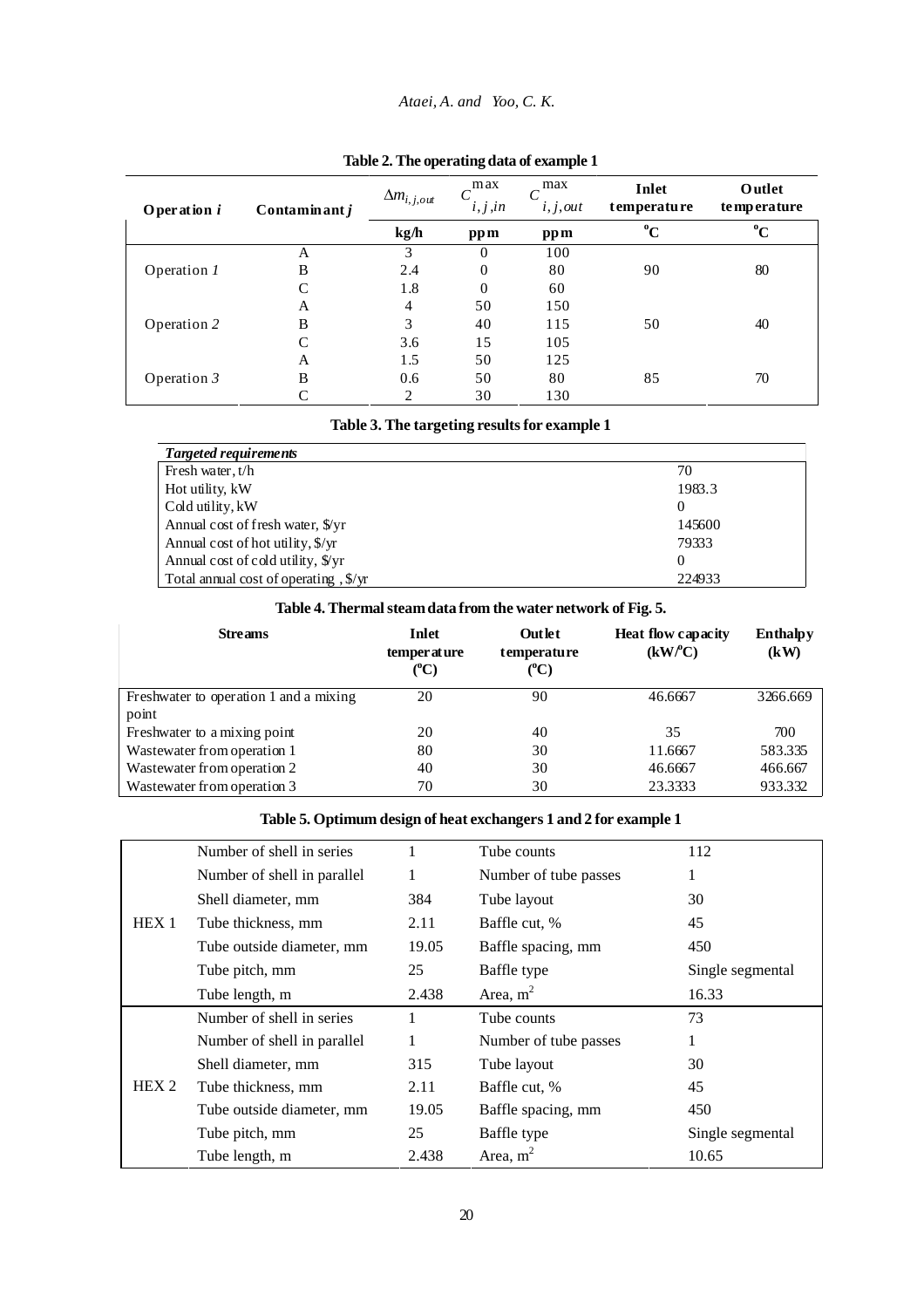**Table 2. The operating data of example 1**

| Operation $i$ | Contaminant $j$ | $\Delta m_{i,j,out}$ | $C^{max}_{i,j,in}$ | $C^{max}_{i,j,out}$ | Inlet temperature | Outlet temperature |
|---|---|---|---|---|---|---|
| | | kg/h | ppm | ppm | $^{o}$C | $^{o}$C |
| | A | 3 | 0 | 100 | | |
| Operation *1* | B | 2.4 | 0 | 80 | 90 | 80 |
| | C | 1.8 | 0 | 60 | | |
| | A | 4 | 50 | 150 | | |
| Operation *2* | B | 3 | 40 | 115 | 50 | 40 |
| | C | 3.6 | 15 | 105 | | |
| | A | 1.5 | 50 | 125 | | |
| Operation *3* | B | 0.6 | 50 | 80 | 85 | 70 |
| | C | 2 | 30 | 130 | | |

**Table 3. The targeting results for example 1**

| *Targeted requirements* | |
|---|---|
| Fresh water, t/h | 70 |
| Hot utility, kW | 1983.3 |
| Cold utility, kW | 0 |
| Annual cost of fresh water, $/yr | 145600 |
| Annual cost of hot utility, $/yr | 79333 |
| Annual cost of cold utility, $/yr | 0 |
| Total annual cost of operating , $/yr | 224933 |

**Table 4. Thermal steam data from the water network of Fig. 5.**

| Streams | Inlet temperature ($^{o}$C) | Outlet temperature ($^{o}$C) | Heat flow capacity (kW/$^{o}$C) | Enthalpy (kW) |
|---|---|---|---|---|
| Freshwater to operation 1 and a mixing point | 20 | 90 | 46.6667 | 3266.669 |
| Freshwater to a mixing point | 20 | 40 | 35 | 700 |
| Wastewater from operation 1 | 80 | 30 | 11.6667 | 583.335 |
| Wastewater from operation 2 | 40 | 30 | 46.6667 | 466.667 |
| Wastewater from operation 3 | 70 | 30 | 23.3333 | 933.332 |

**Table 5. Optimum design of heat exchangers 1 and 2 for example 1**

| | | | | |
|---|---|---|---|---|
| HEX 1 | Number of shell in series | 1 | Tube counts | 112 |
| | Number of shell in parallel | 1 | Number of tube passes | 1 |
| | Shell diameter, mm | 384 | Tube layout | 30 |
| | Tube thickness, mm | 2.11 | Baffle cut, % | 45 |
| | Tube outside diameter, mm | 19.05 | Baffle spacing, mm | 450 |
| | Tube pitch, mm | 25 | Baffle type | Single segmental |
| | Tube length, m | 2.438 | Area, m$^2$ | 16.33 |
| HEX 2 | Number of shell in series | 1 | Tube counts | 73 |
| | Number of shell in parallel | 1 | Number of tube passes | 1 |
| | Shell diameter, mm | 315 | Tube layout | 30 |
| | Tube thickness, mm | 2.11 | Baffle cut, % | 45 |
| | Tube outside diameter, mm | 19.05 | Baffle spacing, mm | 450 |
| | Tube pitch, mm | 25 | Baffle type | Single segmental |
| | Tube length, m | 2.438 | Area, m$^2$ | 10.65 |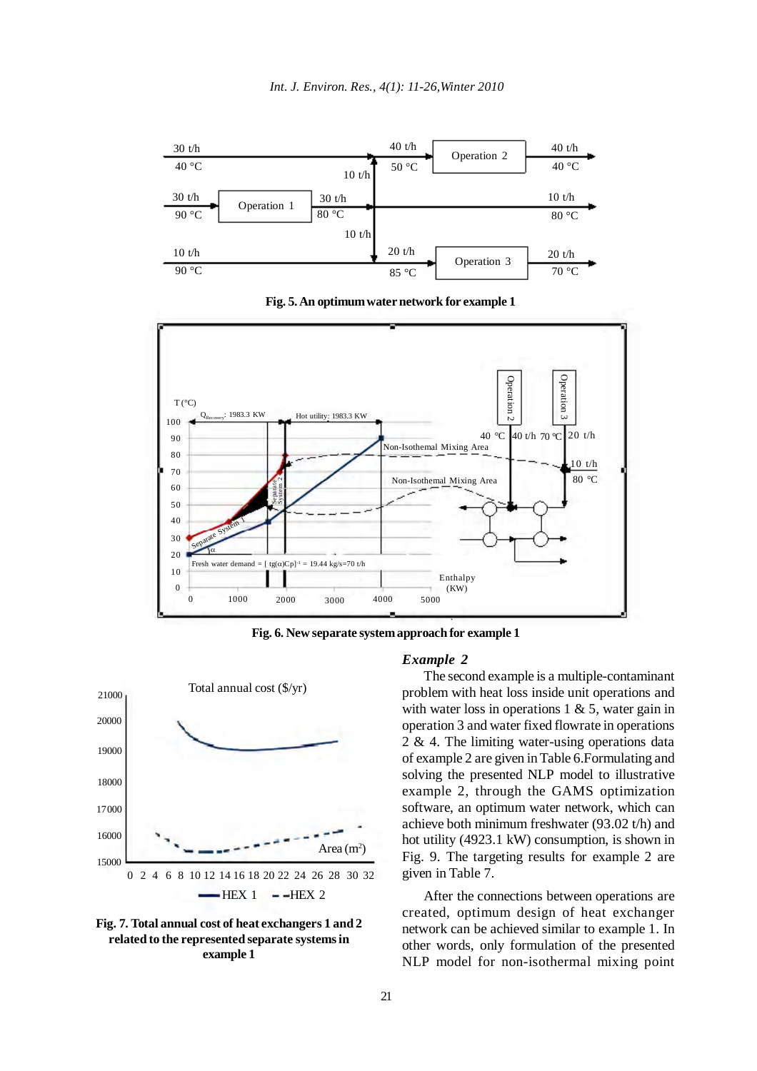Fig. 5. An optimum water network for example 1

Fig. 6. New separate system approach for example 1

Fig. 7. Total annual cost of heat exchangers 1 and 2 related to the represented separate systems in example 1

### *Example 2*

The second example is a multiple-contaminant problem with heat loss inside unit operations and with water loss in operations 1 & 5, water gain in operation 3 and water fixed flowrate in operations 2 & 4. The limiting water-using operations data of example 2 are given in Table 6.Formulating and solving the presented NLP model to illustrative example 2, through the GAMS optimization software, an optimum water network, which can achieve both minimum freshwater (93.02 t/h) and hot utility (4923.1 kW) consumption, is shown in Fig. 9. The targeting results for example 2 are given in Table 7.

After the connections between operations are created, optimum design of heat exchanger network can be achieved similar to example 1. In other words, only formulation of the presented NLP model for non-isothermal mixing point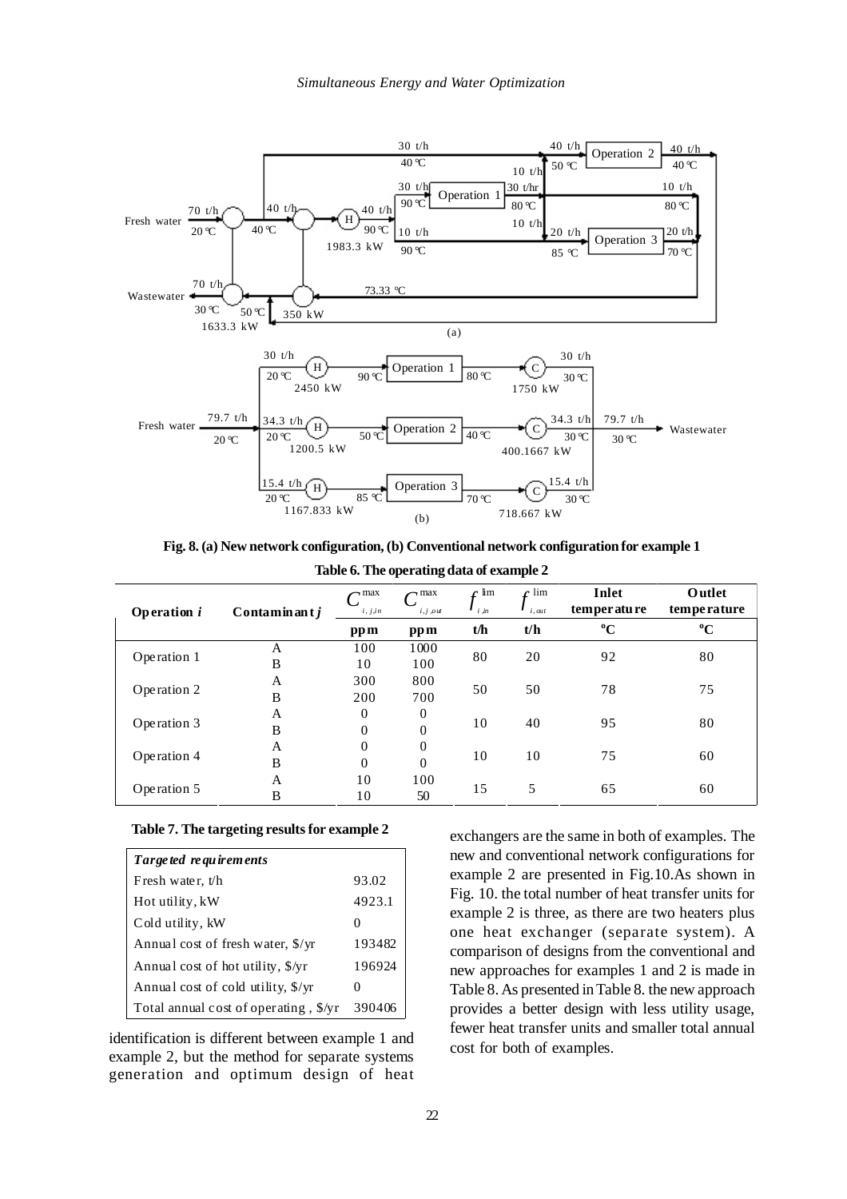Fig. 8. (a) New network configuration, (b) Conventional network configuration for example 1

Table 6. The operating data of example 2

| Operation $i$ | Contaminant $j$ | $C_{i,j,in}^{max}$ | $C_{i,j,out}^{max}$ | $f_{i,in}^{lim}$ | $f_{i,out}^{lim}$ | Inlet temperature | Outlet temperature |
|---|---|---|---|---|---|---|---|
| | | ppm | ppm | t/h | t/h | °C | °C |
| Operation 1 | A | 100 | 1000 | 80 | 20 | 92 | 80 |
| | B | 10 | 100 | | | | |
| Operation 2 | A | 300 | 800 | 50 | 50 | 78 | 75 |
| | B | 200 | 700 | | | | |
| Operation 3 | A | 0 | 0 | 10 | 40 | 95 | 80 |
| | B | 0 | 0 | | | | |
| Operation 4 | A | 0 | 0 | 10 | 10 | 75 | 60 |
| | B | 0 | 0 | | | | |
| Operation 5 | A | 10 | 100 | 15 | 5 | 65 | 60 |
| | B | 10 | 50 | | | | |

Table 7. The targeting results for example 2

| *Targeted requirements* | |
|---|---|
| Fresh water, t/h | 93.02 |
| Hot utility, kW | 4923.1 |
| Cold utility, kW | 0 |
| Annual cost of fresh water, \$/yr | 193482 |
| Annual cost of hot utility, \$/yr | 196924 |
| Annual cost of cold utility, \$/yr | 0 |
| Total annual cost of operating , \$/yr | 390406 |

identification is different between example 1 and example 2, but the method for separate systems generation and optimum design of heat exchangers are the same in both of examples. The new and conventional network configurations for example 2 are presented in Fig.10.As shown in Fig. 10. the total number of heat transfer units for example 2 is three, as there are two heaters plus one heat exchanger (separate system). A comparison of designs from the conventional and new approaches for examples 1 and 2 is made in Table 8. As presented in Table 8. the new approach provides a better design with less utility usage, fewer heat transfer units and smaller total annual cost for both of examples.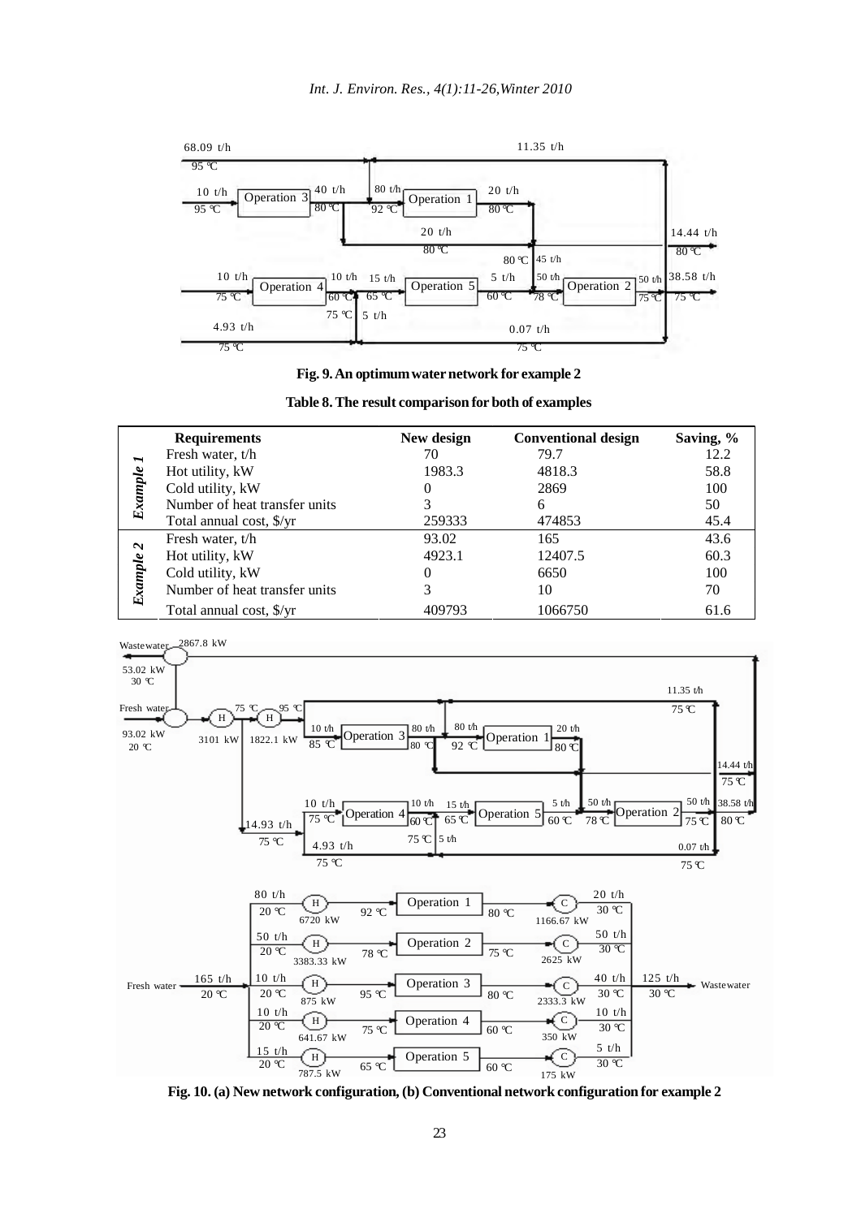**Fig. 9. An optimum water network for example 2**

**Table 8. The result comparison for both of examples**

| | Requirements | New design | Conventional design | Saving, % |
|---|---|---|---|---|
| *Example 1* | Fresh water, t/h | 70 | 79.7 | 12.2 |
| | Hot utility, kW | 1983.3 | 4818.3 | 58.8 |
| | Cold utility, kW | 0 | 2869 | 100 |
| | Number of heat transfer units | 3 | 6 | 50 |
| | Total annual cost, $/yr | 259333 | 474853 | 45.4 |
| *Example 2* | Fresh water, t/h | 93.02 | 165 | 43.6 |
| | Hot utility, kW | 4923.1 | 12407.5 | 60.3 |
| | Cold utility, kW | 0 | 6650 | 100 |
| | Number of heat transfer units | 3 | 10 | 70 |
| | Total annual cost, $/yr | 409793 | 1066750 | 61.6 |

**Fig. 10. (a) New network configuration, (b) Conventional network configuration for example 2**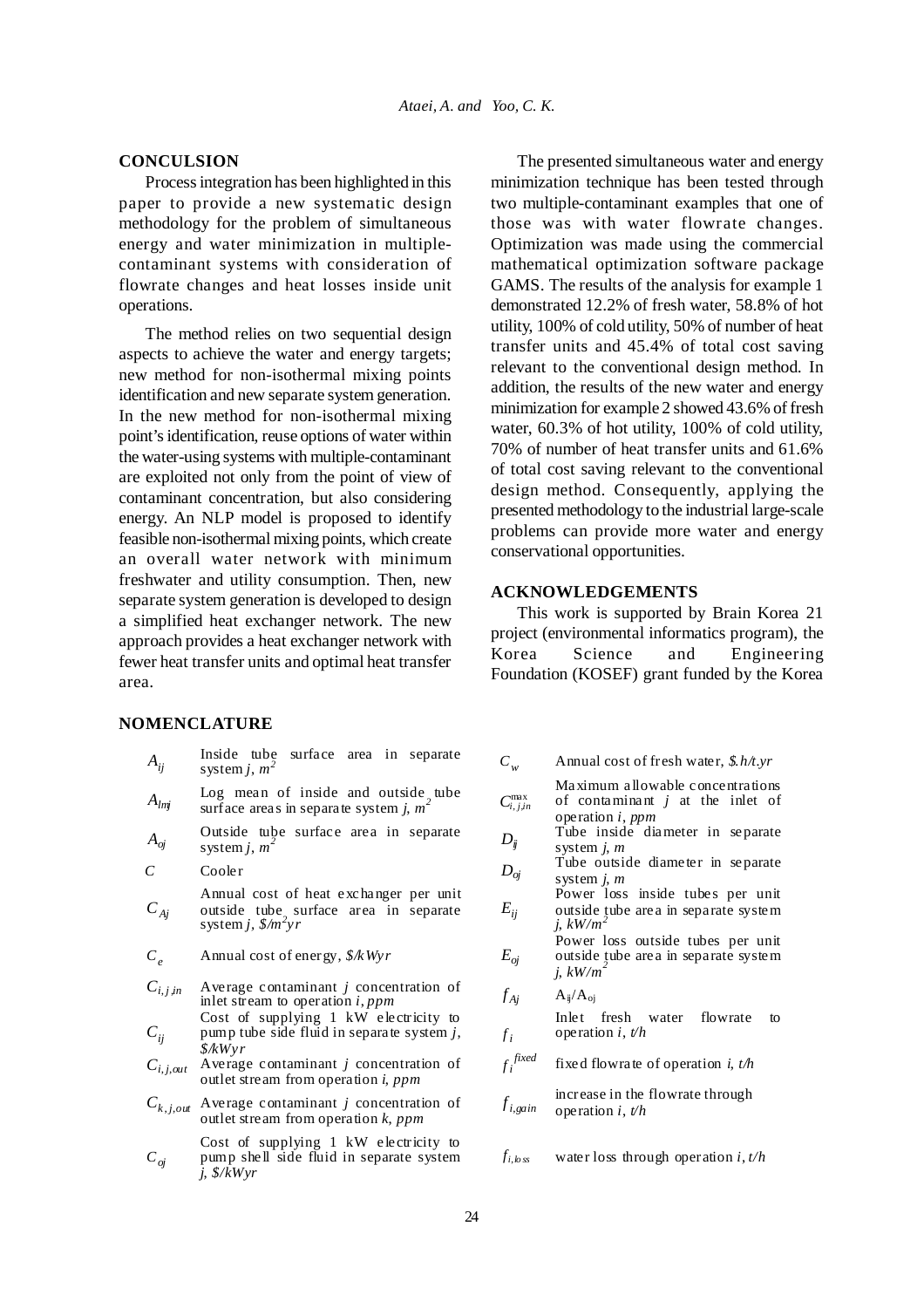## CONCULSION

Process integration has been highlighted in this paper to provide a new systematic design methodology for the problem of simultaneous energy and water minimization in multiple-contaminant systems with consideration of flowrate changes and heat losses inside unit operations.

The method relies on two sequential design aspects to achieve the water and energy targets; new method for non-isothermal mixing points identification and new separate system generation. In the new method for non-isothermal mixing point's identification, reuse options of water within the water-using systems with multiple-contaminant are exploited not only from the point of view of contaminant concentration, but also considering energy. An NLP model is proposed to identify feasible non-isothermal mixing points, which create an overall water network with minimum freshwater and utility consumption. Then, new separate system generation is developed to design a simplified heat exchanger network. The new approach provides a heat exchanger network with fewer heat transfer units and optimal heat transfer area.

The presented simultaneous water and energy minimization technique has been tested through two multiple-contaminant examples that one of those was with water flowrate changes. Optimization was made using the commercial mathematical optimization software package GAMS. The results of the analysis for example 1 demonstrated 12.2% of fresh water, 58.8% of hot utility, 100% of cold utility, 50% of number of heat transfer units and 45.4% of total cost saving relevant to the conventional design method. In addition, the results of the new water and energy minimization for example 2 showed 43.6% of fresh water, 60.3% of hot utility, 100% of cold utility, 70% of number of heat transfer units and 61.6% of total cost saving relevant to the conventional design method. Consequently, applying the presented methodology to the industrial large-scale problems can provide more water and energy conservational opportunities.

## ACKNOWLEDGEMENTS

This work is supported by Brain Korea 21 project (environmental informatics program), the Korea Science and Engineering Foundation (KOSEF) grant funded by the Korea

## NOMENCLATURE

| Symbol | Description |
|---|---|
| $A_{ij}$ | Inside tube surface area in separate system *j*, $m^2$ |
| $A_{lmj}$ | Log mean of inside and outside tube surface areas in separate system *j*, $m^2$ |
| $A_{oj}$ | Outside tube surface area in separate system *j*, $m^2$ |
| $C$ | Cooler |
| $C_{Aj}$ | Annual cost of heat exchanger per unit outside tube surface area in separate system *j*, $\$/m^2yr$ |
| $C_e$ | Annual cost of energy, *\$/kWyr* |
| $C_{i,j,in}$ | Average contaminant *j* concentration of inlet stream to operation *i*, *ppm* |
| $C_{ij}$ | Cost of supplying 1 kW electricity to pump tube side fluid in separate system *j*, *\$/kWyr* |
| $C_{i,j,out}$ | Average contaminant *j* concentration of outlet stream from operation *i*, *ppm* |
| $C_{k,j,out}$ | Average contaminant *j* concentration of outlet stream from operation *k*, *ppm* |
| $C_{oj}$ | Cost of supplying 1 kW electricity to pump shell side fluid in separate system *j*, *\$/kWyr* |
| $C_w$ | Annual cost of fresh water, *\$.h/t.yr* |
| $C^{\max}_{i,j,in}$ | Maximum allowable concentrations of contaminant *j* at the inlet of operation *i*, *ppm* |
| $D_{ij}$ | Tube inside diameter in separate system *j*, *m* |
| $D_{oj}$ | Tube outside diameter in separate system *j*, *m* |
| $E_{ij}$ | Power loss inside tubes per unit outside tube area in separate system *j*, $kW/m^2$ |
| $E_{oj}$ | Power loss outside tubes per unit outside tube area in separate system *j*, $kW/m^2$ |
| $f_{Aj}$ | $A_{ij}/A_{oj}$ |
| $f_i$ | Inlet fresh water flowrate to operation *i*, *t/h* |
| $f_i^{fixed}$ | fixed flowrate of operation *i*, *t/h* |
| $f_{i,gain}$ | increase in the flowrate through operation *i*, *t/h* |
| $f_{i,loss}$ | water loss through operation *i*, *t/h* |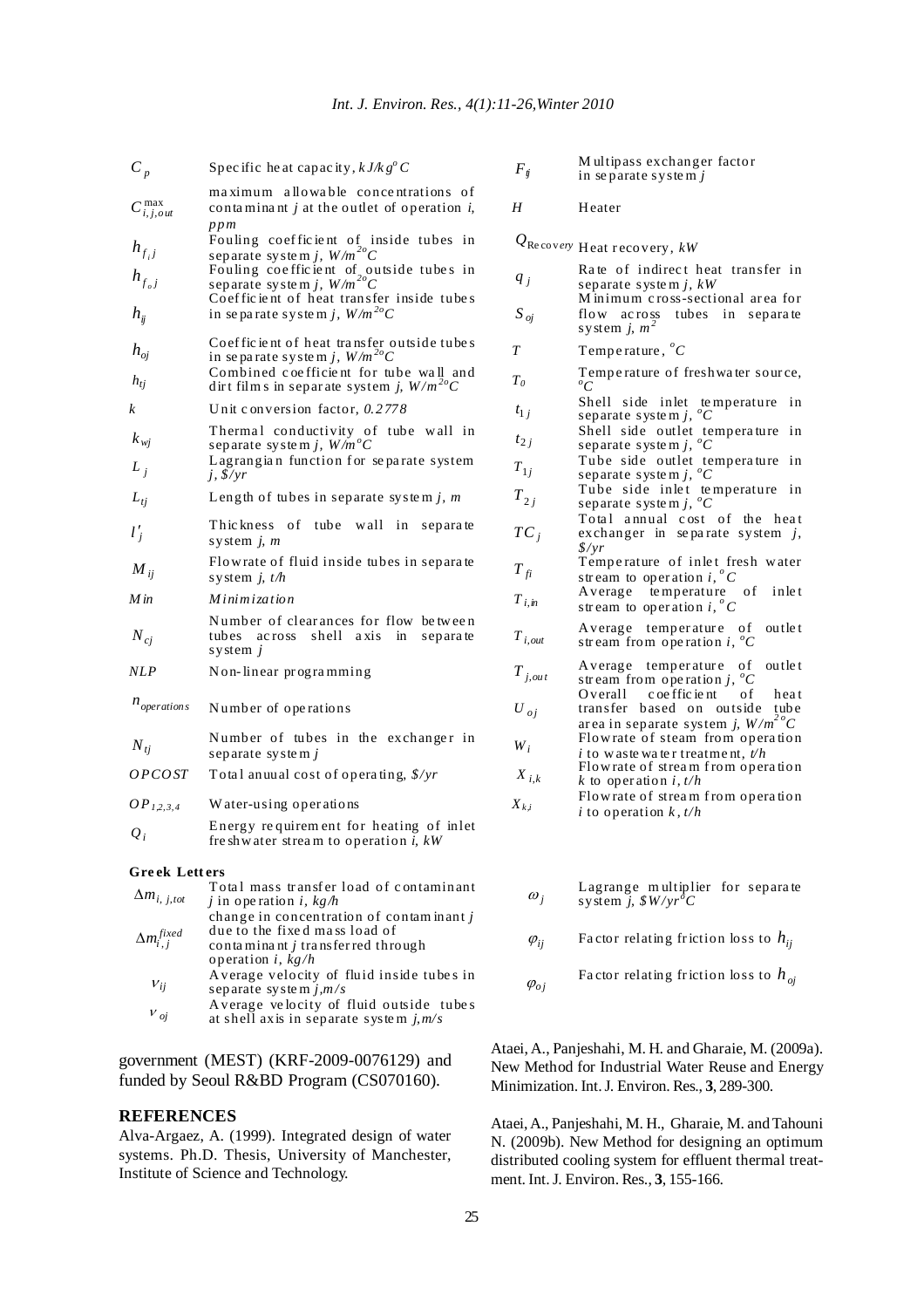| | |
|---|---|
| $C_p$ | Specific heat capacity, $kJ/kg^oC$ |
| $C^{\max}_{i,j,out}$ | maximum allowable concentrations of contaminant $j$ at the outlet of operation $i$, $ppm$ |
| $h_{f_i j}$ | Fouling coefficient of inside tubes in separate system $j$, $W/m^{2o}C$ |
| $h_{f_o j}$ | Fouling coefficient of outside tubes in separate system $j$, $W/m^{2o}C$ |
| $h_{ij}$ | Coefficient of heat transfer inside tubes in separate system $j$, $W/m^{2o}C$ |
| $h_{oj}$ | Coefficient of heat transfer outside tubes in separate system $j$, $W/m^{2o}C$ |
| $h_{tj}$ | Combined coefficient for tube wall and dirt films in separate system $j$, $W/m^{2o}C$ |
| $k$ | Unit conversion factor, $0.2778$ |
| $k_{wj}$ | Thermal conductivity of tube wall in separate system $j$, $W/m^oC$ |
| $L_j$ | Lagrangian function for separate system $j$, $\$/yr$ |
| $L_{tj}$ | Length of tubes in separate system $j$, $m$ |
| $l'_j$ | Thickness of tube wall in separate system $j$, $m$ |
| $M_{ij}$ | Flowrate of fluid inside tubes in separate system $j$, $t/h$ |
| $Min$ | *Minimization* |
| $N_{cj}$ | Number of clearances for flow between tubes across shell axis in separate system $j$ |
| $NLP$ | Non-linear programming |
| $n_{operations}$ | Number of operations |
| $N_{tj}$ | Number of tubes in the exchanger in separate system $j$ |
| $OPCOST$ | Total anuual cost of operating, $\$/yr$ |
| $OP_{1,2,3,4}$ | Water-using operations |
| $Q_i$ | Energy requirement for heating of inlet freshwater stream to operation $i$, $kW$ |
| $F_{tj}$ | Multipass exchanger factor in separate system $j$ |
| $H$ | Heater |
| $Q_{Recovery}$ | Heat recovery, $kW$ |
| $q_j$ | Rate of indirect heat transfer in separate system $j$, $kW$ |
| $S_{oj}$ | Minimum cross-sectional area for flow across tubes in separate system $j$, $m^2$ |
| $T$ | Temperature, $^oC$ |
| $T_0$ | Temperature of freshwater source, $^oC$ |
| $t_{1j}$ | Shell side inlet temperature in separate system $j$, $^oC$ |
| $t_{2j}$ | Shell side outlet temperature in separate system $j$, $^oC$ |
| $T_{1j}$ | Tube side outlet temperature in separate system $j$, $^oC$ |
| $T_{2j}$ | Tube side inlet temperature in separate system $j$, $^oC$ |
| $TC_j$ | Total annual cost of the heat exchanger in separate system $j$, $\$/yr$ |
| $T_{fi}$ | Temperature of inlet fresh water stream to operation $i$, $^oC$ |
| $T_{i,in}$ | Average temperature of inlet stream to operation $i$, $^oC$ |
| $T_{i,out}$ | Average temperature of outlet stream from operation $i$, $^oC$ |
| $T_{j,out}$ | Average temperature of outlet stream from operation $j$, $^oC$ |
| $U_{oj}$ | Overall coefficient of heat transfer based on outside tube area in separate system $j$, $W/m^{2o}C$ |
| $W_i$ | Flowrate of steam from operation $i$ to wastewater treatment, $t/h$ |
| $X_{i,k}$ | Flowrate of stream from operation $k$ to operation $i$, $t/h$ |
| $X_{k,i}$ | Flowrate of stream from operation $i$ to operation $k$, $t/h$ |

**Greek Letters**

| | |
|---|---|
| $\Delta m_{i,j,tot}$ | Total mass transfer load of contaminant $j$ in operation $i$, $kg/h$ |
| $\Delta m^{fixed}_{i,j}$ | change in concentration of contaminant $j$ due to the fixed mass load of contaminant $j$ transferred through operation $i$, $kg/h$ |
| $v_{ij}$ | Average velocity of fluid inside tubes in separate system $j$, $m/s$ |
| $v_{oj}$ | Average velocity of fluid outside tubes at shell axis in separate system $j$, $m/s$ |
| $\omega_j$ | Lagrange multiplier for separate system $j$, $\$W/yr^oC$ |
| $\varphi_{ij}$ | Factor relating friction loss to $h_{ij}$ |
| $\varphi_{oj}$ | Factor relating friction loss to $h_{oj}$ |

government (MEST) (KRF-2009-0076129) and funded by Seoul R&BD Program (CS070160).

## REFERENCES

Alva-Argaez, A. (1999). Integrated design of water systems. Ph.D. Thesis, University of Manchester, Institute of Science and Technology.

Ataei, A., Panjeshahi, M. H. and Gharaie, M. (2009a). New Method for Industrial Water Reuse and Energy Minimization. Int. J. Environ. Res., **3**, 289-300.

Ataei, A., Panjeshahi, M. H., Gharaie, M. and Tahouni N. (2009b). New Method for designing an optimum distributed cooling system for effluent thermal treatment. Int. J. Environ. Res., **3**, 155-166.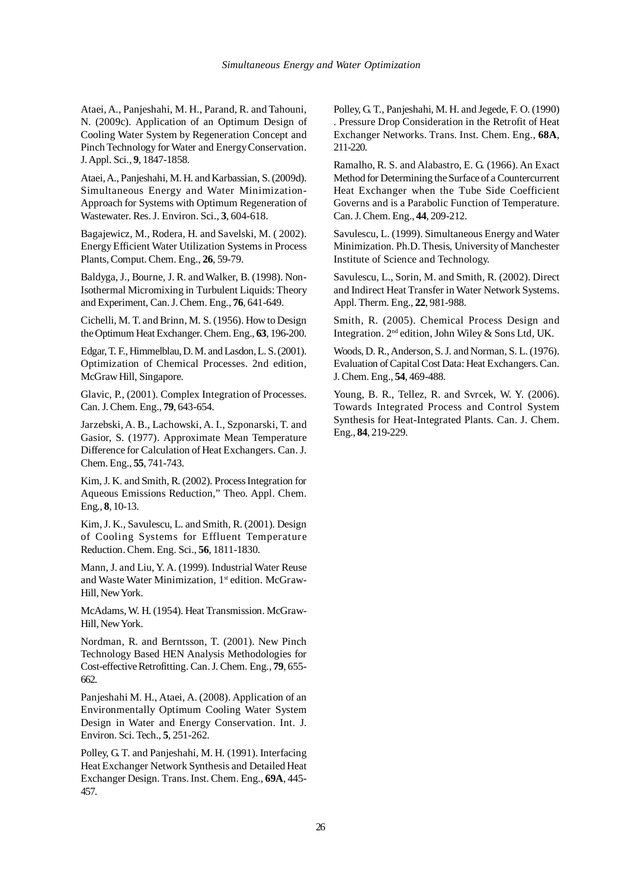Ataei, A., Panjeshahi, M. H., Parand, R. and Tahouni, N. (2009c). Application of an Optimum Design of Cooling Water System by Regeneration Concept and Pinch Technology for Water and Energy Conservation. J. Appl. Sci., **9**, 1847-1858.

Ataei, A., Panjeshahi, M. H. and Karbassian, S. (2009d). Simultaneous Energy and Water Minimization-Approach for Systems with Optimum Regeneration of Wastewater. Res. J. Environ. Sci., **3**, 604-618.

Bagajewicz, M., Rodera, H. and Savelski, M. ( 2002). Energy Efficient Water Utilization Systems in Process Plants, Comput. Chem. Eng., **26**, 59-79.

Baldyga, J., Bourne, J. R. and Walker, B. (1998). Non-Isothermal Micromixing in Turbulent Liquids: Theory and Experiment, Can. J. Chem. Eng., **76**, 641-649.

Cichelli, M. T. and Brinn, M. S. (1956). How to Design the Optimum Heat Exchanger. Chem. Eng., **63**, 196-200.

Edgar, T. F., Himmelblau, D. M. and Lasdon, L. S. (2001). Optimization of Chemical Processes. 2nd edition, McGraw Hill, Singapore.

Glavic, P., (2001). Complex Integration of Processes. Can. J. Chem. Eng., **79**, 643-654.

Jarzebski, A. B., Lachowski, A. I., Szponarski, T. and Gasior, S. (1977). Approximate Mean Temperature Difference for Calculation of Heat Exchangers. Can. J. Chem. Eng., **55**, 741-743.

Kim, J. K. and Smith, R. (2002). Process Integration for Aqueous Emissions Reduction," Theo. Appl. Chem. Eng., **8**, 10-13.

Kim, J. K., Savulescu, L. and Smith, R. (2001). Design of Cooling Systems for Effluent Temperature Reduction. Chem. Eng. Sci., **56**, 1811-1830.

Mann, J. and Liu, Y. A. (1999). Industrial Water Reuse and Waste Water Minimization, 1st edition. McGraw-Hill, New York.

McAdams, W. H. (1954). Heat Transmission. McGraw-Hill, New York.

Nordman, R. and Berntsson, T. (2001). New Pinch Technology Based HEN Analysis Methodologies for Cost-effective Retrofitting. Can. J. Chem. Eng., **79**, 655-662.

Panjeshahi M. H., Ataei, A. (2008). Application of an Environmentally Optimum Cooling Water System Design in Water and Energy Conservation. Int. J. Environ. Sci. Tech., **5**, 251-262.

Polley, G. T. and Panjeshahi, M. H. (1991). Interfacing Heat Exchanger Network Synthesis and Detailed Heat Exchanger Design. Trans. Inst. Chem. Eng., **69A**, 445-457.

Polley, G. T., Panjeshahi, M. H. and Jegede, F. O. (1990) . Pressure Drop Consideration in the Retrofit of Heat Exchanger Networks. Trans. Inst. Chem. Eng., **68A**, 211-220.

Ramalho, R. S. and Alabastro, E. G. (1966). An Exact Method for Determining the Surface of a Countercurrent Heat Exchanger when the Tube Side Coefficient Governs and is a Parabolic Function of Temperature. Can. J. Chem. Eng., **44**, 209-212.

Savulescu, L. (1999). Simultaneous Energy and Water Minimization. Ph.D. Thesis, University of Manchester Institute of Science and Technology.

Savulescu, L., Sorin, M. and Smith, R. (2002). Direct and Indirect Heat Transfer in Water Network Systems. Appl. Therm. Eng., **22**, 981-988.

Smith, R. (2005). Chemical Process Design and Integration. 2nd edition, John Wiley & Sons Ltd, UK.

Woods, D. R., Anderson, S. J. and Norman, S. L. (1976). Evaluation of Capital Cost Data: Heat Exchangers. Can. J. Chem. Eng., **54**, 469-488.

Young, B. R., Tellez, R. and Svrcek, W. Y. (2006). Towards Integrated Process and Control System Synthesis for Heat-Integrated Plants. Can. J. Chem. Eng., **84**, 219-229.